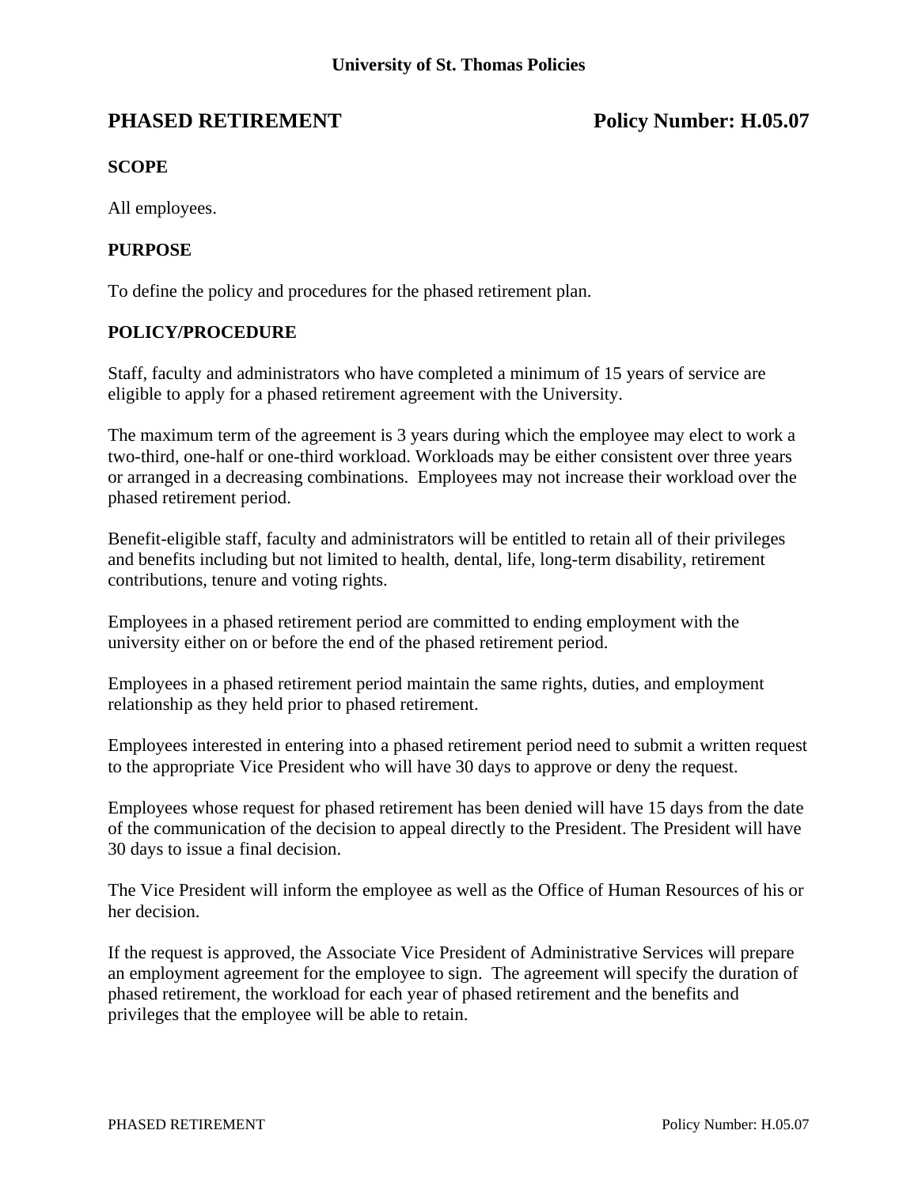University of St. Thomas Policies

# PHASED RETIREMENT Policy Number: H.05.07

## SCOPE

All employees.

## PURPOSE

To define the policy and procedures for the phased retirement plan.

## POLICY/PROCEDURE

Staff, faculty and administrators who have completed a minimum of 15 years of service are eligible to apply for a phased retirement agreement with the University.

The maximum term of the agreement is 3 years during which the employee may elect to work a two-third, one-half or one-third workload. Workloads may be either consistent over three years or arranged in a decreasing combinations. Employees may not increase their workload over the phased retirement period.

Benefit-eligible staff, faculty and administrators will be entitled to retain all of their privileges and benefits including but not limited to health, dental, life, long-term disability, retirement contributions, tenure and voting rights.

Employees in a phased retirement period are committed to ending employment with the university either on or before the end of the phased retirement period.

Employees in a phased retirement period maintain the same rights, duties, and employment relationship as they held prior to phased retirement.

Employees interested in entering into a phased retirement period need to submit a written request to the appropriate Vice President who will have 30 days to approve or deny the request.

Employees whose request for phased retirement has been denied will have 15 days from the date of the communication of the decision to appeal directly to the President. The President will have 30 days to issue a final decision.

The Vice President will inform the employee as well as the Office of Human Resources of his or her decision.

If the request is approved, the Associate Vice President of Administrative Services will prepare an employment agreement for the employee to sign. The agreement will specify the duration of phased retirement, the workload for each year of phased retirement and the benefits and privileges that the employee will be able to retain.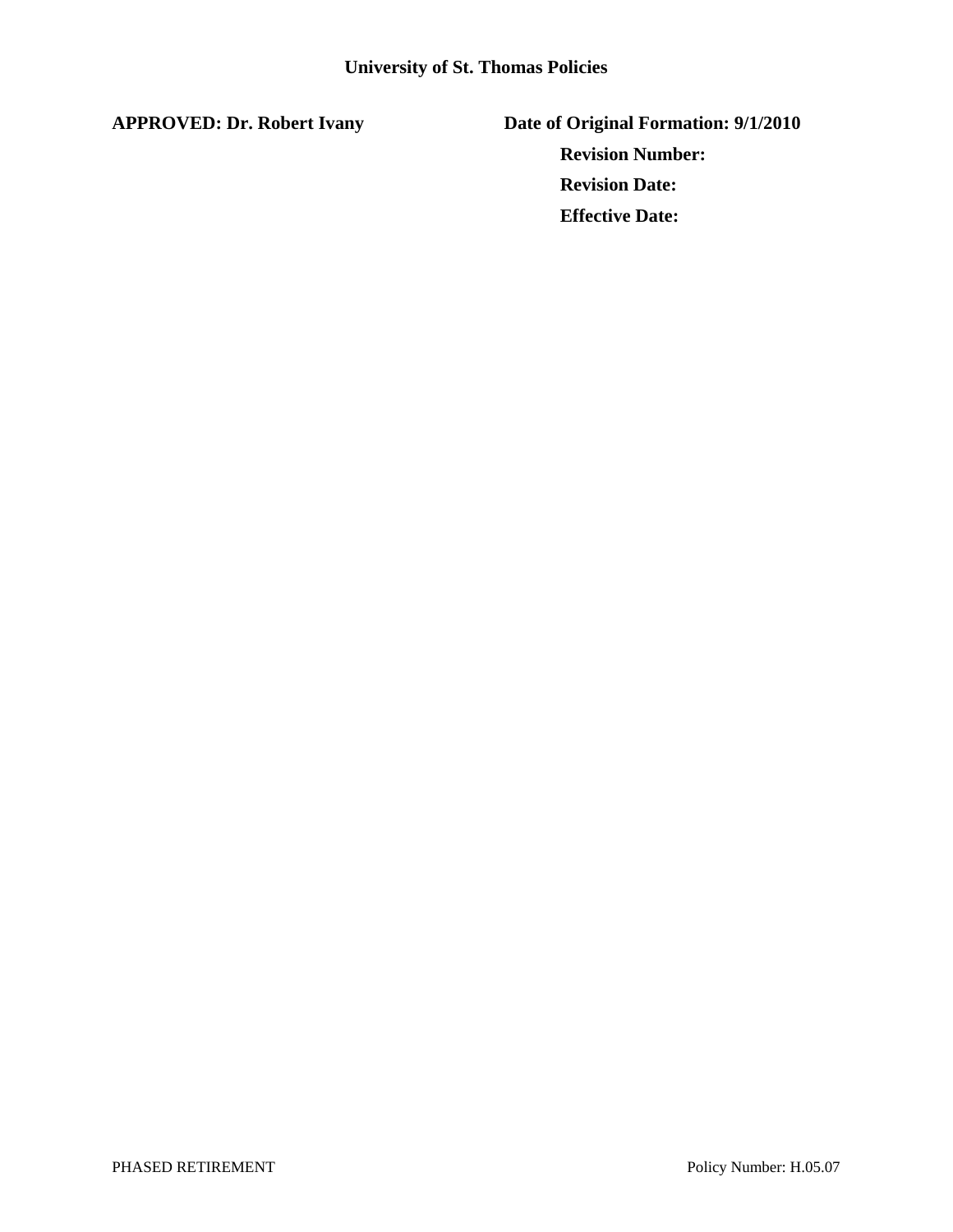**University of St. Thomas Policies**

**APPROVED: Dr. Robert Ivany**

**Date of Original Formation: 9/1/2010**

**Revision Number:**

**Revision Date:**

**Effective Date:**